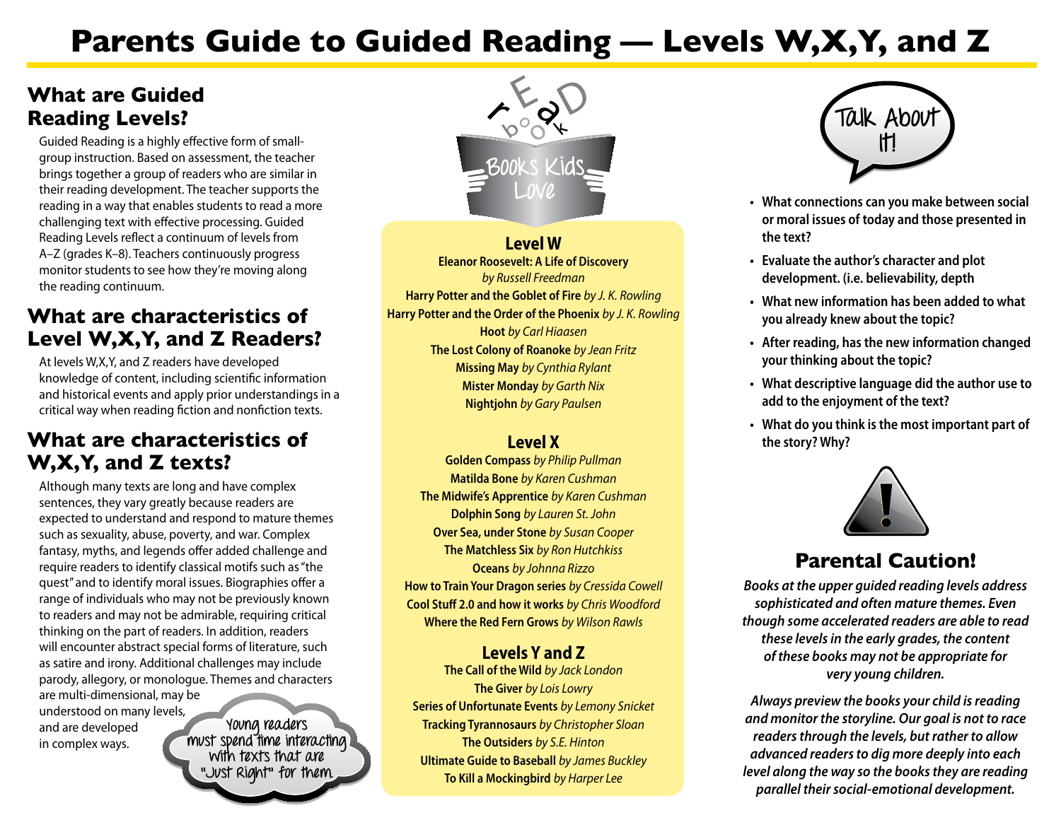# Parents Guide to Guided Reading — Levels W,X,Y, and Z

## What are Guided Reading Levels?

Guided Reading is a highly effective form of small-group instruction. Based on assessment, the teacher brings together a group of readers who are similar in their reading development. The teacher supports the reading in a way that enables students to read a more challenging text with effective processing. Guided Reading Levels reflect a continuum of levels from A–Z (grades K–8). Teachers continuously progress monitor students to see how they're moving along the reading continuum.

## What are characteristics of Level W,X,Y, and Z Readers?

At levels W,X,Y, and Z readers have developed knowledge of content, including scientific information and historical events and apply prior understandings in a critical way when reading fiction and nonfiction texts.

## What are characteristics of W,X,Y, and Z texts?

Although many texts are long and have complex sentences, they vary greatly because readers are expected to understand and respond to mature themes such as sexuality, abuse, poverty, and war. Complex fantasy, myths, and legends offer added challenge and require readers to identify classical motifs such as "the quest" and to identify moral issues. Biographies offer a range of individuals who may not be previously known to readers and may not be admirable, requiring critical thinking on the part of readers. In addition, readers will encounter abstract special forms of literature, such as satire and irony. Additional challenges may include parody, allegory, or monologue. Themes and characters are multi-dimensional, may be understood on many levels, and are developed in complex ways.

Young readers must spend time interacting with texts that are "Just Right" for them.

## Books Kids Love

### Level W

**Eleanor Roosevelt: A Life of Discovery** *by Russell Freedman*
**Harry Potter and the Goblet of Fire** *by J. K. Rowling*
**Harry Potter and the Order of the Phoenix** *by J. K. Rowling*
**Hoot** *by Carl Hiaasen*
**The Lost Colony of Roanoke** *by Jean Fritz*
**Missing May** *by Cynthia Rylant*
**Mister Monday** *by Garth Nix*
**Nightjohn** *by Gary Paulsen*

### Level X

**Golden Compass** *by Philip Pullman*
**Matilda Bone** *by Karen Cushman*
**The Midwife's Apprentice** *by Karen Cushman*
**Dolphin Song** *by Lauren St. John*
**Over Sea, under Stone** *by Susan Cooper*
**The Matchless Six** *by Ron Hutchkiss*
**Oceans** *by Johnna Rizzo*
**How to Train Your Dragon series** *by Cressida Cowell*
**Cool Stuff 2.0 and how it works** *by Chris Woodford*
**Where the Red Fern Grows** *by Wilson Rawls*

### Levels Y and Z

**The Call of the Wild** *by Jack London*
**The Giver** *by Lois Lowry*
**Series of Unfortunate Events** *by Lemony Snicket*
**Tracking Tyrannosaurs** *by Christopher Sloan*
**The Outsiders** *by S.E. Hinton*
**Ultimate Guide to Baseball** *by James Buckley*
**To Kill a Mockingbird** *by Harper Lee*

## Talk About It!

- **What connections can you make between social or moral issues of today and those presented in the text?**
- **Evaluate the author's character and plot development. (i.e. believability, depth**
- **What new information has been added to what you already knew about the topic?**
- **After reading, has the new information changed your thinking about the topic?**
- **What descriptive language did the author use to add to the enjoyment of the text?**
- **What do you think is the most important part of the story? Why?**

## Parental Caution!

***Books at the upper guided reading levels address sophisticated and often mature themes. Even though some accelerated readers are able to read these levels in the early grades, the content of these books may not be appropriate for very young children.***

***Always preview the books your child is reading and monitor the storyline. Our goal is not to race readers through the levels, but rather to allow advanced readers to dig more deeply into each level along the way so the books they are reading parallel their social-emotional development.***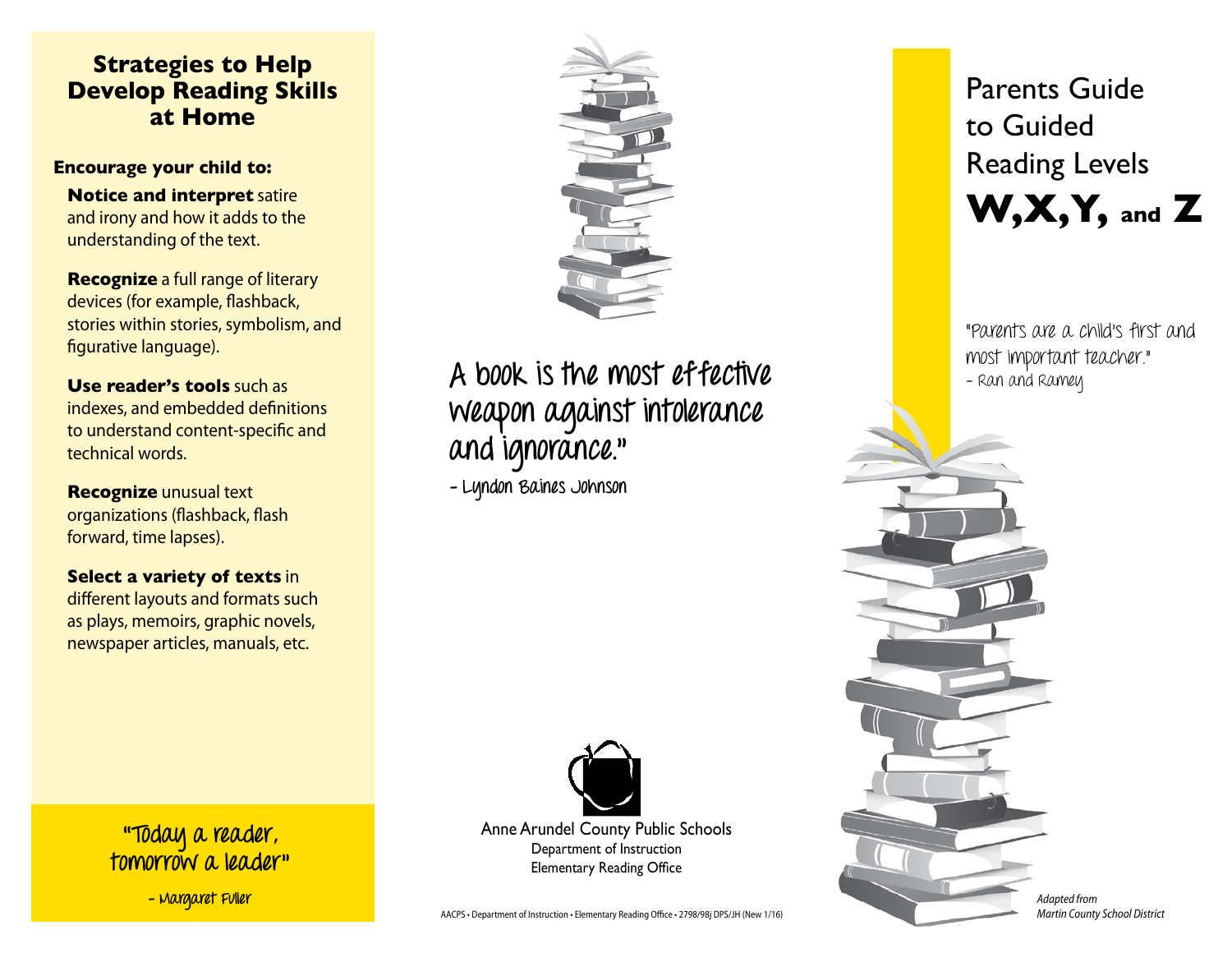## Strategies to Help Develop Reading Skills at Home

**Encourage your child to:**

**Notice and interpret** satire and irony and how it adds to the understanding of the text.

**Recognize** a full range of literary devices (for example, flashback, stories within stories, symbolism, and figurative language).

**Use reader's tools** such as indexes, and embedded definitions to understand content-specific and technical words.

**Recognize** unusual text organizations (flashback, flash forward, time lapses).

**Select a variety of texts** in different layouts and formats such as plays, memoirs, graphic novels, newspaper articles, manuals, etc.

"Today a reader, tomorrow a leader"

- Margaret Fuller

A book is the most effective weapon against intolerance and ignorance."

- Lyndon Baines Johnson

Anne Arundel County Public Schools
Department of Instruction
Elementary Reading Office

AACPS • Department of Instruction • Elementary Reading Office • 2798/98j DPS/JH (New 1/16)

# Parents Guide to Guided Reading Levels **W,X,Y, and Z**

"Parents are a child's first and most important teacher."
- Ran and Ramey

*Adapted from Martin County School District*